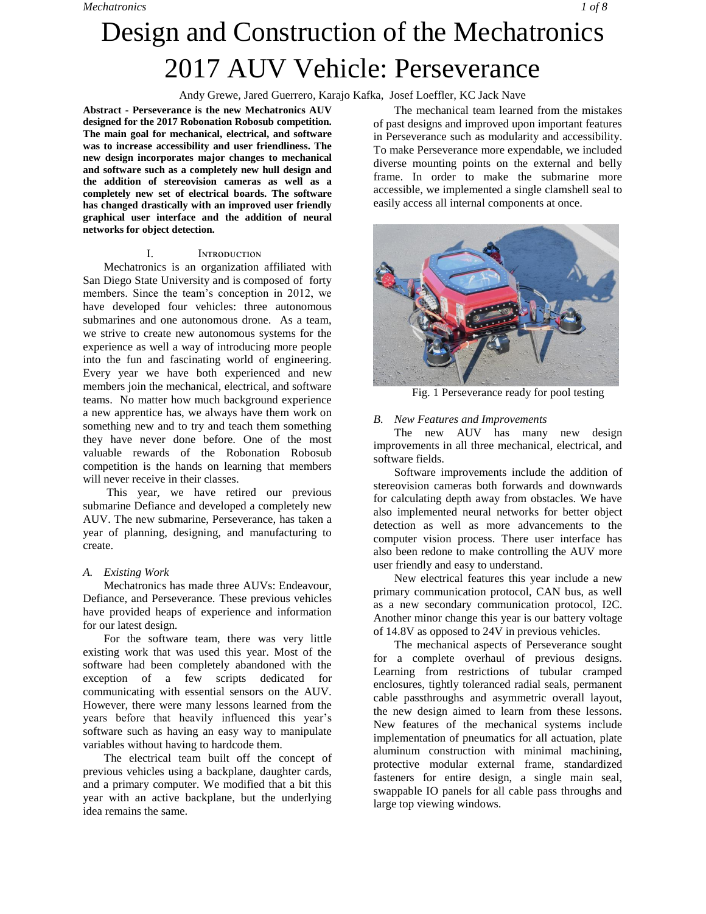# Design and Construction of the Mechatronics 2017 AUV Vehicle: Perseverance

Andy Grewe, Jared Guerrero, Karajo Kafka, Josef Loeffler, KC Jack Nave

**Abstract - Perseverance is the new Mechatronics AUV designed for the 2017 Robonation Robosub competition. The main goal for mechanical, electrical, and software was to increase accessibility and user friendliness. The new design incorporates major changes to mechanical and software such as a completely new hull design and the addition of stereovision cameras as well as a completely new set of electrical boards. The software has changed drastically with an improved user friendly graphical user interface and the addition of neural networks for object detection.**

## I. Introduction

Mechatronics is an organization affiliated with San Diego State University and is composed of forty members. Since the team's conception in 2012, we have developed four vehicles: three autonomous submarines and one autonomous drone. As a team, we strive to create new autonomous systems for the experience as well a way of introducing more people into the fun and fascinating world of engineering. Every year we have both experienced and new members join the mechanical, electrical, and software teams. No matter how much background experience a new apprentice has, we always have them work on something new and to try and teach them something they have never done before. One of the most valuable rewards of the Robonation Robosub competition is the hands on learning that members will never receive in their classes.

This year, we have retired our previous submarine Defiance and developed a completely new AUV. The new submarine, Perseverance, has taken a year of planning, designing, and manufacturing to create.

### A. Existing Work

Mechatronics has made three AUVs: Endeavour, Defiance, and Perseverance. These previous vehicles have provided heaps of experience and information for our latest design.

For the software team, there was very little existing work that was used this year. Most of the software had been completely abandoned with the exception of a few scripts dedicated for communicating with essential sensors on the AUV. However, there were many lessons learned from the years before that heavily influenced this year's software such as having an easy way to manipulate variables without having to hardcode them.

The electrical team built off the concept of previous vehicles using a backplane, daughter cards, and a primary computer. We modified that a bit this year with an active backplane, but the underlying idea remains the same.

The mechanical team learned from the mistakes of past designs and improved upon important features in Perseverance such as modularity and accessibility. To make Perseverance more expendable, we included diverse mounting points on the external and belly frame. In order to make the submarine more accessible, we implemented a single clamshell seal to easily access all internal components at once.

Fig. 1 Perseverance ready for pool testing

### B. New Features and Improvements

The new AUV has many new design improvements in all three mechanical, electrical, and software fields.

Software improvements include the addition of stereovision cameras both forwards and downwards for calculating depth away from obstacles. We have also implemented neural networks for better object detection as well as more advancements to the computer vision process. There user interface has also been redone to make controlling the AUV more user friendly and easy to understand.

New electrical features this year include a new primary communication protocol, CAN bus, as well as a new secondary communication protocol, I2C. Another minor change this year is our battery voltage of 14.8V as opposed to 24V in previous vehicles.

The mechanical aspects of Perseverance sought for a complete overhaul of previous designs. Learning from restrictions of tubular cramped enclosures, tightly toleranced radial seals, permanent cable passthroughs and asymmetric overall layout, the new design aimed to learn from these lessons. New features of the mechanical systems include implementation of pneumatics for all actuation, plate aluminum construction with minimal machining, protective modular external frame, standardized fasteners for entire design, a single main seal, swappable IO panels for all cable pass throughs and large top viewing windows.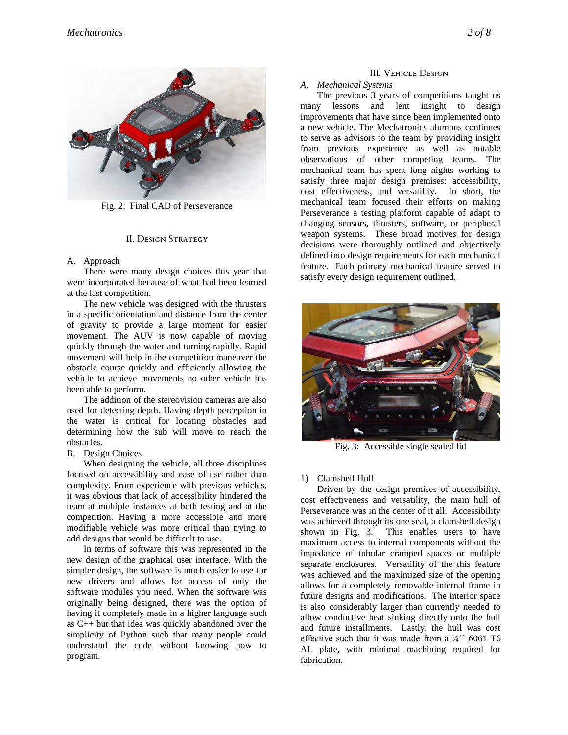Fig. 2: Final CAD of Perseverance

## II. Design Strategy

A. Approach

There were many design choices this year that were incorporated because of what had been learned at the last competition.

The new vehicle was designed with the thrusters in a specific orientation and distance from the center of gravity to provide a large moment for easier movement. The AUV is now capable of moving quickly through the water and turning rapidly. Rapid movement will help in the competition maneuver the obstacle course quickly and efficiently allowing the vehicle to achieve movements no other vehicle has been able to perform.

The addition of the stereovision cameras are also used for detecting depth. Having depth perception in the water is critical for locating obstacles and determining how the sub will move to reach the obstacles.

B. Design Choices

When designing the vehicle, all three disciplines focused on accessibility and ease of use rather than complexity. From experience with previous vehicles, it was obvious that lack of accessibility hindered the team at multiple instances at both testing and at the competition. Having a more accessible and more modifiable vehicle was more critical than trying to add designs that would be difficult to use.

In terms of software this was represented in the new design of the graphical user interface. With the simpler design, the software is much easier to use for new drivers and allows for access of only the software modules you need. When the software was originally being designed, there was the option of having it completely made in a higher language such as C++ but that idea was quickly abandoned over the simplicity of Python such that many people could understand the code without knowing how to program.

## III. Vehicle Design

*A. Mechanical Systems*

The previous 3 years of competitions taught us many lessons and lent insight to design improvements that have since been implemented onto a new vehicle. The Mechatronics alumnus continues to serve as advisors to the team by providing insight from previous experience as well as notable observations of other competing teams. The mechanical team has spent long nights working to satisfy three major design premises: accessibility, cost effectiveness, and versatility. In short, the mechanical team focused their efforts on making Perseverance a testing platform capable of adapt to changing sensors, thrusters, software, or peripheral weapon systems. These broad motives for design decisions were thoroughly outlined and objectively defined into design requirements for each mechanical feature. Each primary mechanical feature served to satisfy every design requirement outlined.

Fig. 3: Accessible single sealed lid

1) Clamshell Hull

Driven by the design premises of accessibility, cost effectiveness and versatility, the main hull of Perseverance was in the center of it all. Accessibility was achieved through its one seal, a clamshell design shown in Fig. 3. This enables users to have maximum access to internal components without the impedance of tubular cramped spaces or multiple separate enclosures. Versatility of the this feature was achieved and the maximized size of the opening allows for a completely removable internal frame in future designs and modifications. The interior space is also considerably larger than currently needed to allow conductive heat sinking directly onto the hull and future installments. Lastly, the hull was cost effective such that it was made from a ¼'' 6061 T6 AL plate, with minimal machining required for fabrication.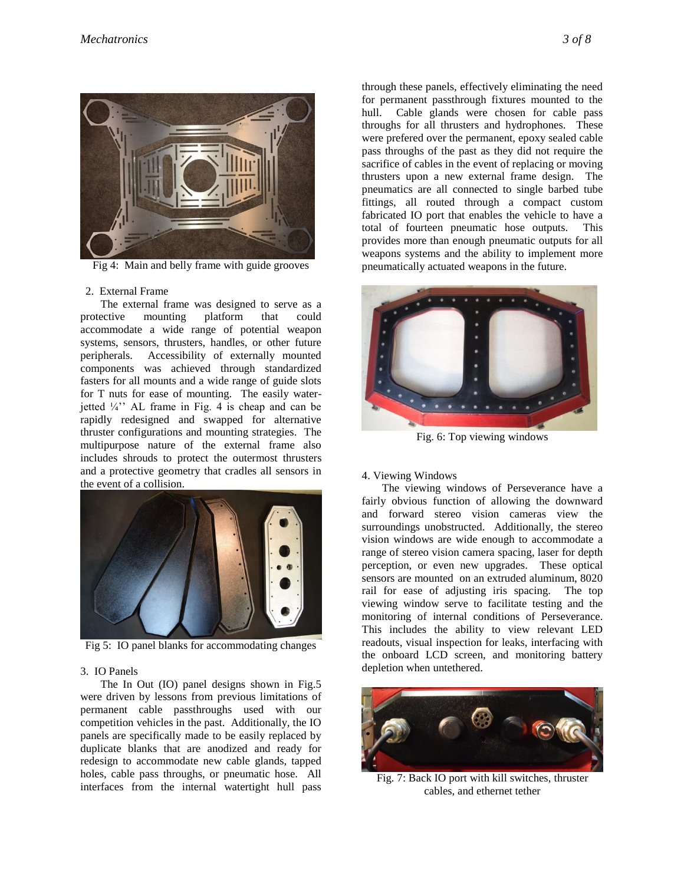Fig 4: Main and belly frame with guide grooves

2. External Frame

The external frame was designed to serve as a protective mounting platform that could accommodate a wide range of potential weapon systems, sensors, thrusters, handles, or other future peripherals. Accessibility of externally mounted components was achieved through standardized fasters for all mounts and a wide range of guide slots for T nuts for ease of mounting. The easily water-jetted ¼'' AL frame in Fig. 4 is cheap and can be rapidly redesigned and swapped for alternative thruster configurations and mounting strategies. The multipurpose nature of the external frame also includes shrouds to protect the outermost thrusters and a protective geometry that cradles all sensors in the event of a collision.

Fig 5: IO panel blanks for accommodating changes

3. IO Panels

The In Out (IO) panel designs shown in Fig.5 were driven by lessons from previous limitations of permanent cable passthroughs used with our competition vehicles in the past. Additionally, the IO panels are specifically made to be easily replaced by duplicate blanks that are anodized and ready for redesign to accommodate new cable glands, tapped holes, cable pass throughs, or pneumatic hose. All interfaces from the internal watertight hull pass through these panels, effectively eliminating the need for permanent passthrough fixtures mounted to the hull. Cable glands were chosen for cable pass throughs for all thrusters and hydrophones. These were prefered over the permanent, epoxy sealed cable pass throughs of the past as they did not require the sacrifice of cables in the event of replacing or moving thrusters upon a new external frame design. The pneumatics are all connected to single barbed tube fittings, all routed through a compact custom fabricated IO port that enables the vehicle to have a total of fourteen pneumatic hose outputs. This provides more than enough pneumatic outputs for all weapons systems and the ability to implement more pneumatically actuated weapons in the future.

Fig. 6: Top viewing windows

4. Viewing Windows

The viewing windows of Perseverance have a fairly obvious function of allowing the downward and forward stereo vision cameras view the surroundings unobstructed. Additionally, the stereo vision windows are wide enough to accommodate a range of stereo vision camera spacing, laser for depth perception, or even new upgrades. These optical sensors are mounted on an extruded aluminum, 8020 rail for ease of adjusting iris spacing. The top viewing window serve to facilitate testing and the monitoring of internal conditions of Perseverance. This includes the ability to view relevant LED readouts, visual inspection for leaks, interfacing with the onboard LCD screen, and monitoring battery depletion when untethered.

Fig. 7: Back IO port with kill switches, thruster cables, and ethernet tether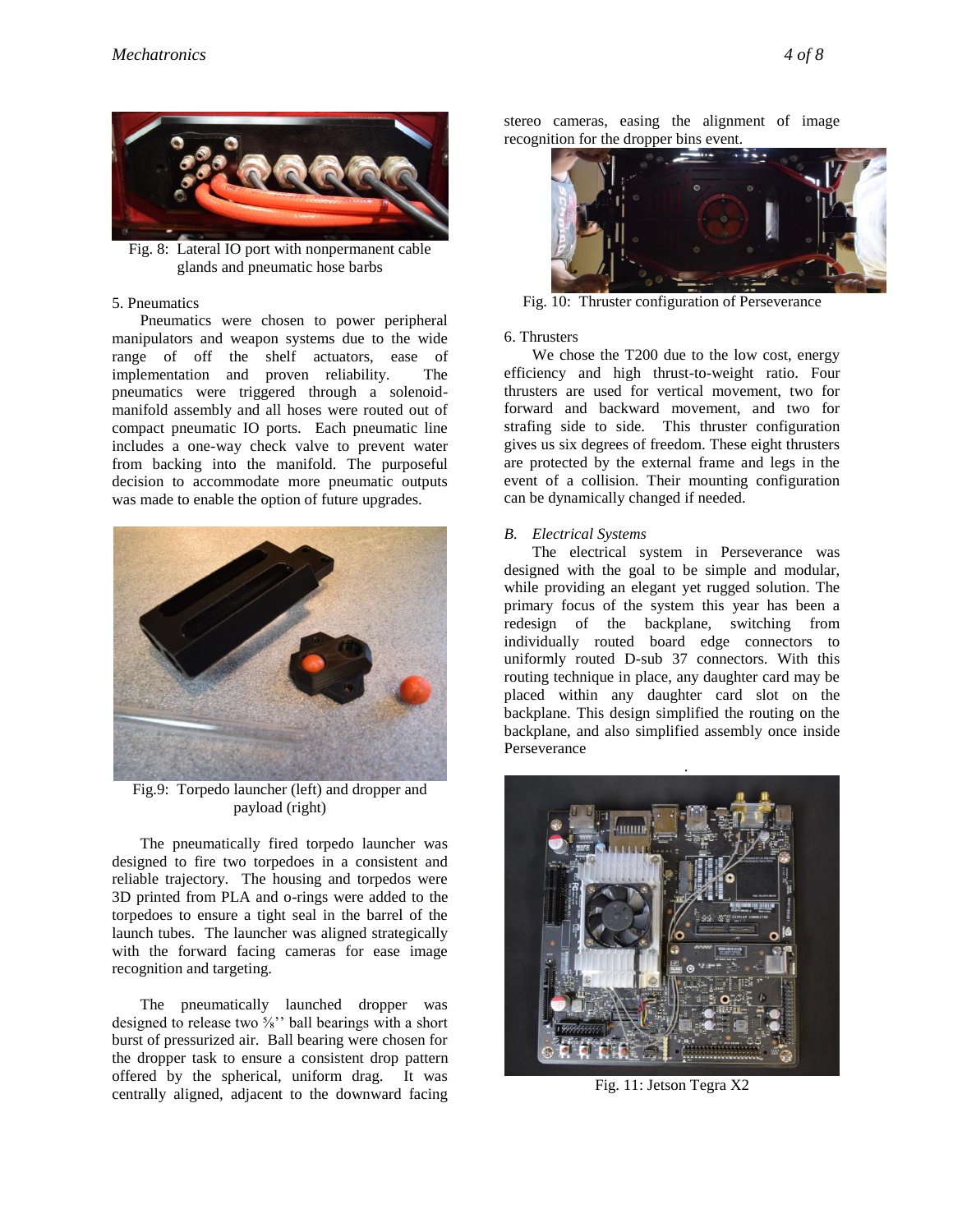Fig. 8: Lateral IO port with nonpermanent cable glands and pneumatic hose barbs

5. Pneumatics

Pneumatics were chosen to power peripheral manipulators and weapon systems due to the wide range of off the shelf actuators, ease of implementation and proven reliability. The pneumatics were triggered through a solenoid-manifold assembly and all hoses were routed out of compact pneumatic IO ports. Each pneumatic line includes a one-way check valve to prevent water from backing into the manifold. The purposeful decision to accommodate more pneumatic outputs was made to enable the option of future upgrades.

Fig.9: Torpedo launcher (left) and dropper and payload (right)

The pneumatically fired torpedo launcher was designed to fire two torpedoes in a consistent and reliable trajectory. The housing and torpedos were 3D printed from PLA and o-rings were added to the torpedoes to ensure a tight seal in the barrel of the launch tubes. The launcher was aligned strategically with the forward facing cameras for ease image recognition and targeting.

The pneumatically launched dropper was designed to release two ⅝'' ball bearings with a short burst of pressurized air. Ball bearing were chosen for the dropper task to ensure a consistent drop pattern offered by the spherical, uniform drag. It was centrally aligned, adjacent to the downward facing stereo cameras, easing the alignment of image recognition for the dropper bins event.

Fig. 10: Thruster configuration of Perseverance

6. Thrusters

We chose the T200 due to the low cost, energy efficiency and high thrust-to-weight ratio. Four thrusters are used for vertical movement, two for forward and backward movement, and two for strafing side to side. This thruster configuration gives us six degrees of freedom. These eight thrusters are protected by the external frame and legs in the event of a collision. Their mounting configuration can be dynamically changed if needed.

### *B. Electrical Systems*

The electrical system in Perseverance was designed with the goal to be simple and modular, while providing an elegant yet rugged solution. The primary focus of the system this year has been a redesign of the backplane, switching from individually routed board edge connectors to uniformly routed D-sub 37 connectors. With this routing technique in place, any daughter card may be placed within any daughter card slot on the backplane. This design simplified the routing on the backplane, and also simplified assembly once inside Perseverance

Fig. 11: Jetson Tegra X2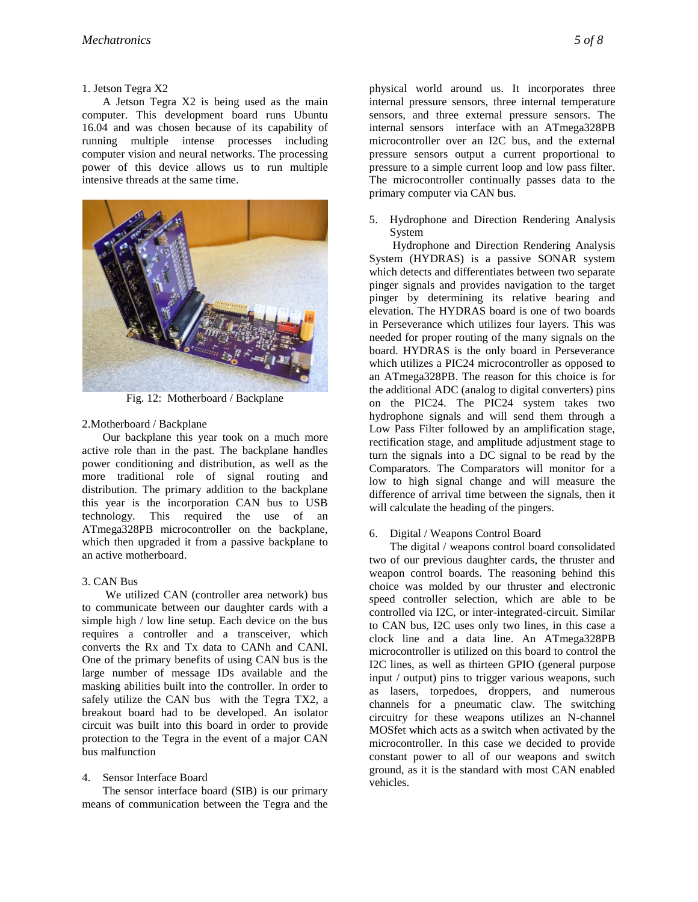### 1. Jetson Tegra X2

A Jetson Tegra X2 is being used as the main computer. This development board runs Ubuntu 16.04 and was chosen because of its capability of running multiple intense processes including computer vision and neural networks. The processing power of this device allows us to run multiple intensive threads at the same time.

Fig. 12: Motherboard / Backplane

### 2. Motherboard / Backplane

Our backplane this year took on a much more active role than in the past. The backplane handles power conditioning and distribution, as well as the more traditional role of signal routing and distribution. The primary addition to the backplane this year is the incorporation CAN bus to USB technology. This required the use of an ATmega328PB microcontroller on the backplane, which then upgraded it from a passive backplane to an active motherboard.

### 3. CAN Bus

We utilized CAN (controller area network) bus to communicate between our daughter cards with a simple high / low line setup. Each device on the bus requires a controller and a transceiver, which converts the Rx and Tx data to CANh and CANl. One of the primary benefits of using CAN bus is the large number of message IDs available and the masking abilities built into the controller. In order to safely utilize the CAN bus with the Tegra TX2, a breakout board had to be developed. An isolator circuit was built into this board in order to provide protection to the Tegra in the event of a major CAN bus malfunction

### 4. Sensor Interface Board

The sensor interface board (SIB) is our primary means of communication between the Tegra and the physical world around us. It incorporates three internal pressure sensors, three internal temperature sensors, and three external pressure sensors. The internal sensors interface with an ATmega328PB microcontroller over an I2C bus, and the external pressure sensors output a current proportional to pressure to a simple current loop and low pass filter. The microcontroller continually passes data to the primary computer via CAN bus.

### 5. Hydrophone and Direction Rendering Analysis System

Hydrophone and Direction Rendering Analysis System (HYDRAS) is a passive SONAR system which detects and differentiates between two separate pinger signals and provides navigation to the target pinger by determining its relative bearing and elevation. The HYDRAS board is one of two boards in Perseverance which utilizes four layers. This was needed for proper routing of the many signals on the board. HYDRAS is the only board in Perseverance which utilizes a PIC24 microcontroller as opposed to an ATmega328PB. The reason for this choice is for the additional ADC (analog to digital converters) pins on the PIC24. The PIC24 system takes two hydrophone signals and will send them through a Low Pass Filter followed by an amplification stage, rectification stage, and amplitude adjustment stage to turn the signals into a DC signal to be read by the Comparators. The Comparators will monitor for a low to high signal change and will measure the difference of arrival time between the signals, then it will calculate the heading of the pingers.

### 6. Digital / Weapons Control Board

The digital / weapons control board consolidated two of our previous daughter cards, the thruster and weapon control boards. The reasoning behind this choice was molded by our thruster and electronic speed controller selection, which are able to be controlled via I2C, or inter-integrated-circuit. Similar to CAN bus, I2C uses only two lines, in this case a clock line and a data line. An ATmega328PB microcontroller is utilized on this board to control the I2C lines, as well as thirteen GPIO (general purpose input / output) pins to trigger various weapons, such as lasers, torpedoes, droppers, and numerous channels for a pneumatic claw. The switching circuitry for these weapons utilizes an N-channel MOSfet which acts as a switch when activated by the microcontroller. In this case we decided to provide constant power to all of our weapons and switch ground, as it is the standard with most CAN enabled vehicles.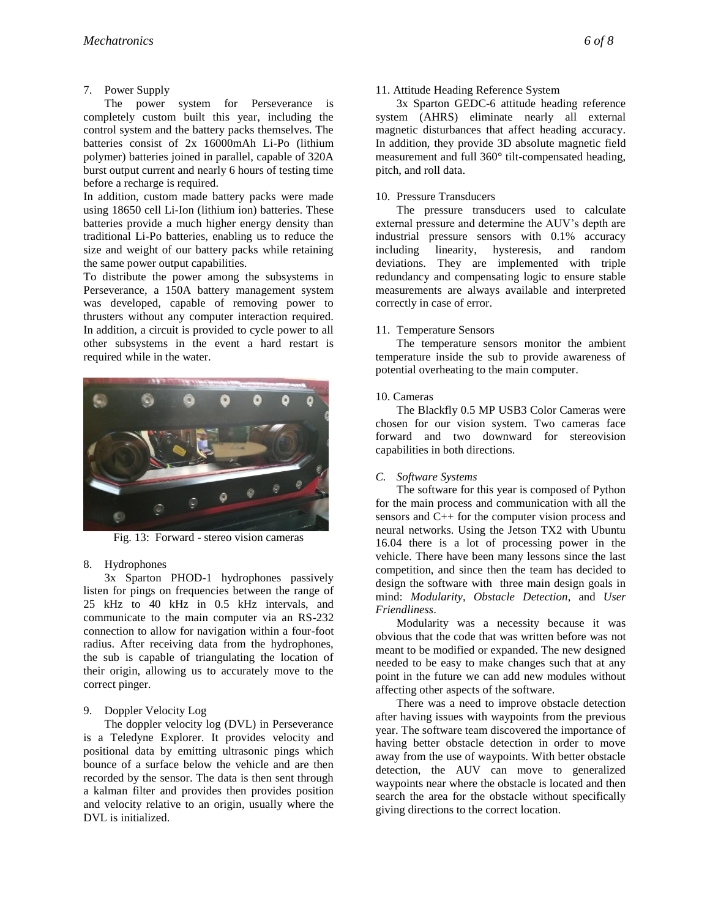7. Power Supply

The power system for Perseverance is completely custom built this year, including the control system and the battery packs themselves. The batteries consist of 2x 16000mAh Li-Po (lithium polymer) batteries joined in parallel, capable of 320A burst output current and nearly 6 hours of testing time before a recharge is required.

In addition, custom made battery packs were made using 18650 cell Li-Ion (lithium ion) batteries. These batteries provide a much higher energy density than traditional Li-Po batteries, enabling us to reduce the size and weight of our battery packs while retaining the same power output capabilities.

To distribute the power among the subsystems in Perseverance, a 150A battery management system was developed, capable of removing power to thrusters without any computer interaction required. In addition, a circuit is provided to cycle power to all other subsystems in the event a hard restart is required while in the water.

Fig. 13: Forward - stereo vision cameras

8. Hydrophones

3x Sparton PHOD-1 hydrophones passively listen for pings on frequencies between the range of 25 kHz to 40 kHz in 0.5 kHz intervals, and communicate to the main computer via an RS-232 connection to allow for navigation within a four-foot radius. After receiving data from the hydrophones, the sub is capable of triangulating the location of their origin, allowing us to accurately move to the correct pinger.

9. Doppler Velocity Log

The doppler velocity log (DVL) in Perseverance is a Teledyne Explorer. It provides velocity and positional data by emitting ultrasonic pings which bounce of a surface below the vehicle and are then recorded by the sensor. The data is then sent through a kalman filter and provides then provides position and velocity relative to an origin, usually where the DVL is initialized.

11. Attitude Heading Reference System

3x Sparton GEDC-6 attitude heading reference system (AHRS) eliminate nearly all external magnetic disturbances that affect heading accuracy. In addition, they provide 3D absolute magnetic field measurement and full 360° tilt-compensated heading, pitch, and roll data.

10. Pressure Transducers

The pressure transducers used to calculate external pressure and determine the AUV's depth are industrial pressure sensors with 0.1% accuracy including linearity, hysteresis, and random deviations. They are implemented with triple redundancy and compensating logic to ensure stable measurements are always available and interpreted correctly in case of error.

11. Temperature Sensors

The temperature sensors monitor the ambient temperature inside the sub to provide awareness of potential overheating to the main computer.

10. Cameras

The Blackfly 0.5 MP USB3 Color Cameras were chosen for our vision system. Two cameras face forward and two downward for stereovision capabilities in both directions.

### *C. Software Systems*

The software for this year is composed of Python for the main process and communication with all the sensors and C++ for the computer vision process and neural networks. Using the Jetson TX2 with Ubuntu 16.04 there is a lot of processing power in the vehicle. There have been many lessons since the last competition, and since then the team has decided to design the software with three main design goals in mind: *Modularity*, *Obstacle Detection*, and *User Friendliness*.

Modularity was a necessity because it was obvious that the code that was written before was not meant to be modified or expanded. The new designed needed to be easy to make changes such that at any point in the future we can add new modules without affecting other aspects of the software.

There was a need to improve obstacle detection after having issues with waypoints from the previous year. The software team discovered the importance of having better obstacle detection in order to move away from the use of waypoints. With better obstacle detection, the AUV can move to generalized waypoints near where the obstacle is located and then search the area for the obstacle without specifically giving directions to the correct location.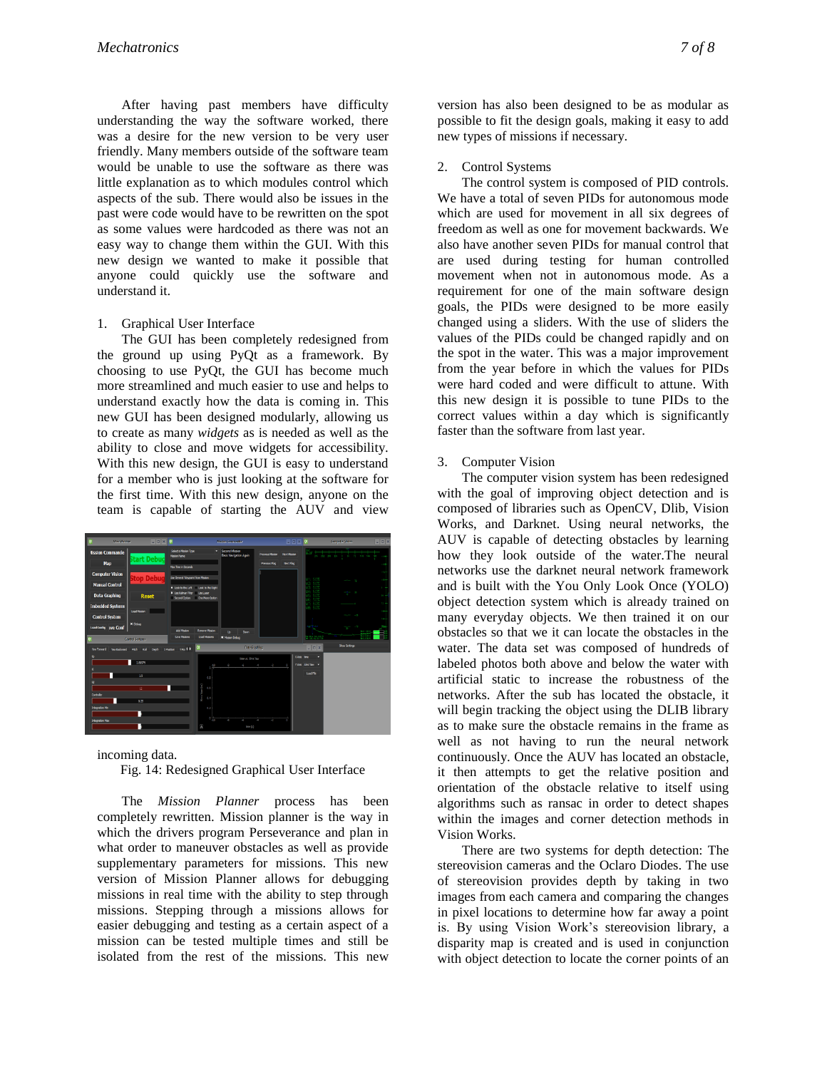After having past members have difficulty understanding the way the software worked, there was a desire for the new version to be very user friendly. Many members outside of the software team would be unable to use the software as there was little explanation as to which modules control which aspects of the sub. There would also be issues in the past were code would have to be rewritten on the spot as some values were hardcoded as there was not an easy way to change them within the GUI. With this new design we wanted to make it possible that anyone could quickly use the software and understand it.

1. Graphical User Interface

The GUI has been completely redesigned from the ground up using PyQt as a framework. By choosing to use PyQt, the GUI has become much more streamlined and much easier to use and helps to understand exactly how the data is coming in. This new GUI has been designed modularly, allowing us to create as many *widgets* as is needed as well as the ability to close and move widgets for accessibility. With this new design, the GUI is easy to understand for a member who is just looking at the software for the first time. With this new design, anyone on the team is capable of starting the AUV and view incoming data.

Fig. 14: Redesigned Graphical User Interface

The *Mission Planner* process has been completely rewritten. Mission planner is the way in which the drivers program Perseverance and plan in what order to maneuver obstacles as well as provide supplementary parameters for missions. This new version of Mission Planner allows for debugging missions in real time with the ability to step through missions. Stepping through a missions allows for easier debugging and testing as a certain aspect of a mission can be tested multiple times and still be isolated from the rest of the missions. This new version has also been designed to be as modular as possible to fit the design goals, making it easy to add new types of missions if necessary.

2. Control Systems

The control system is composed of PID controls. We have a total of seven PIDs for autonomous mode which are used for movement in all six degrees of freedom as well as one for movement backwards. We also have another seven PIDs for manual control that are used during testing for human controlled movement when not in autonomous mode. As a requirement for one of the main software design goals, the PIDs were designed to be more easily changed using a sliders. With the use of sliders the values of the PIDs could be changed rapidly and on the spot in the water. This was a major improvement from the year before in which the values for PIDs were hard coded and were difficult to attune. With this new design it is possible to tune PIDs to the correct values within a day which is significantly faster than the software from last year.

3. Computer Vision

The computer vision system has been redesigned with the goal of improving object detection and is composed of libraries such as OpenCV, Dlib, Vision Works, and Darknet. Using neural networks, the AUV is capable of detecting obstacles by learning how they look outside of the water.The neural networks use the darknet neural network framework and is built with the You Only Look Once (YOLO) object detection system which is already trained on many everyday objects. We then trained it on our obstacles so that we it can locate the obstacles in the water. The data set was composed of hundreds of labeled photos both above and below the water with artificial static to increase the robustness of the networks. After the sub has located the obstacle, it will begin tracking the object using the DLIB library as to make sure the obstacle remains in the frame as well as not having to run the neural network continuously. Once the AUV has located an obstacle, it then attempts to get the relative position and orientation of the obstacle relative to itself using algorithms such as ransac in order to detect shapes within the images and corner detection methods in Vision Works.

There are two systems for depth detection: The stereovision cameras and the Oclaro Diodes. The use of stereovision provides depth by taking in two images from each camera and comparing the changes in pixel locations to determine how far away a point is. By using Vision Work's stereovision library, a disparity map is created and is used in conjunction with object detection to locate the corner points of an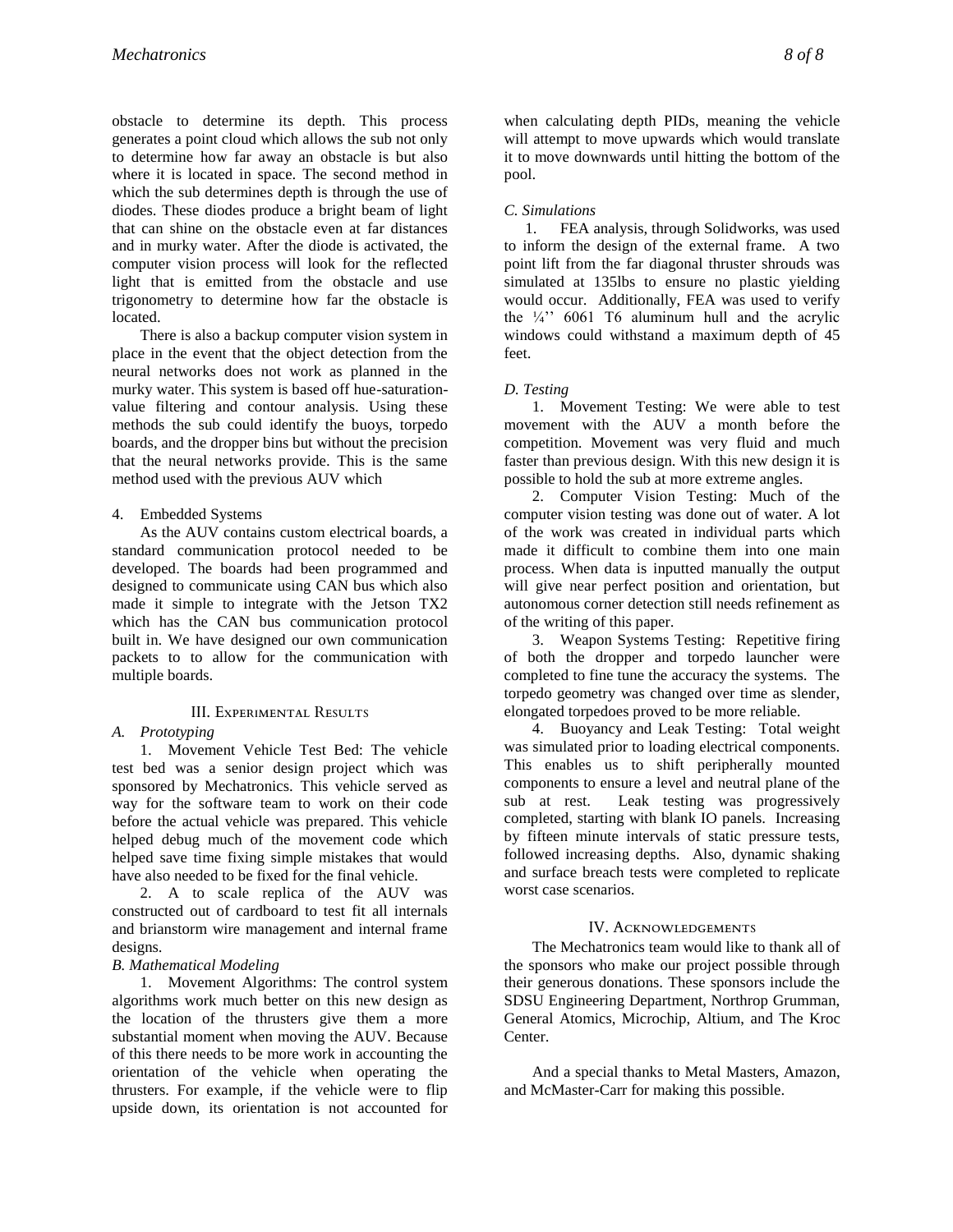obstacle to determine its depth. This process generates a point cloud which allows the sub not only to determine how far away an obstacle is but also where it is located in space. The second method in which the sub determines depth is through the use of diodes. These diodes produce a bright beam of light that can shine on the obstacle even at far distances and in murky water. After the diode is activated, the computer vision process will look for the reflected light that is emitted from the obstacle and use trigonometry to determine how far the obstacle is located.

There is also a backup computer vision system in place in the event that the object detection from the neural networks does not work as planned in the murky water. This system is based off hue-saturation-value filtering and contour analysis. Using these methods the sub could identify the buoys, torpedo boards, and the dropper bins but without the precision that the neural networks provide. This is the same method used with the previous AUV which

4. Embedded Systems

As the AUV contains custom electrical boards, a standard communication protocol needed to be developed. The boards had been programmed and designed to communicate using CAN bus which also made it simple to integrate with the Jetson TX2 which has the CAN bus communication protocol built in. We have designed our own communication packets to to allow for the communication with multiple boards.

## III. Experimental Results

### *A. Prototyping*

1. Movement Vehicle Test Bed: The vehicle test bed was a senior design project which was sponsored by Mechatronics. This vehicle served as way for the software team to work on their code before the actual vehicle was prepared. This vehicle helped debug much of the movement code which helped save time fixing simple mistakes that would have also needed to be fixed for the final vehicle.

2. A to scale replica of the AUV was constructed out of cardboard to test fit all internals and brianstorm wire management and internal frame designs.

### *B. Mathematical Modeling*

1. Movement Algorithms: The control system algorithms work much better on this new design as the location of the thrusters give them a more substantial moment when moving the AUV. Because of this there needs to be more work in accounting the orientation of the vehicle when operating the thrusters. For example, if the vehicle were to flip upside down, its orientation is not accounted for when calculating depth PIDs, meaning the vehicle will attempt to move upwards which would translate it to move downwards until hitting the bottom of the pool.

### *C. Simulations*

1. FEA analysis, through Solidworks, was used to inform the design of the external frame. A two point lift from the far diagonal thruster shrouds was simulated at 135lbs to ensure no plastic yielding would occur. Additionally, FEA was used to verify the ¼'' 6061 T6 aluminum hull and the acrylic windows could withstand a maximum depth of 45 feet.

### *D. Testing*

1. Movement Testing: We were able to test movement with the AUV a month before the competition. Movement was very fluid and much faster than previous design. With this new design it is possible to hold the sub at more extreme angles.

2. Computer Vision Testing: Much of the computer vision testing was done out of water. A lot of the work was created in individual parts which made it difficult to combine them into one main process. When data is inputted manually the output will give near perfect position and orientation, but autonomous corner detection still needs refinement as of the writing of this paper.

3. Weapon Systems Testing: Repetitive firing of both the dropper and torpedo launcher were completed to fine tune the accuracy the systems. The torpedo geometry was changed over time as slender, elongated torpedoes proved to be more reliable.

4. Buoyancy and Leak Testing: Total weight was simulated prior to loading electrical components. This enables us to shift peripherally mounted components to ensure a level and neutral plane of the sub at rest. Leak testing was progressively completed, starting with blank IO panels. Increasing by fifteen minute intervals of static pressure tests, followed increasing depths. Also, dynamic shaking and surface breach tests were completed to replicate worst case scenarios.

## IV. Acknowledgements

The Mechatronics team would like to thank all of the sponsors who make our project possible through their generous donations. These sponsors include the SDSU Engineering Department, Northrop Grumman, General Atomics, Microchip, Altium, and The Kroc Center.

And a special thanks to Metal Masters, Amazon, and McMaster-Carr for making this possible.